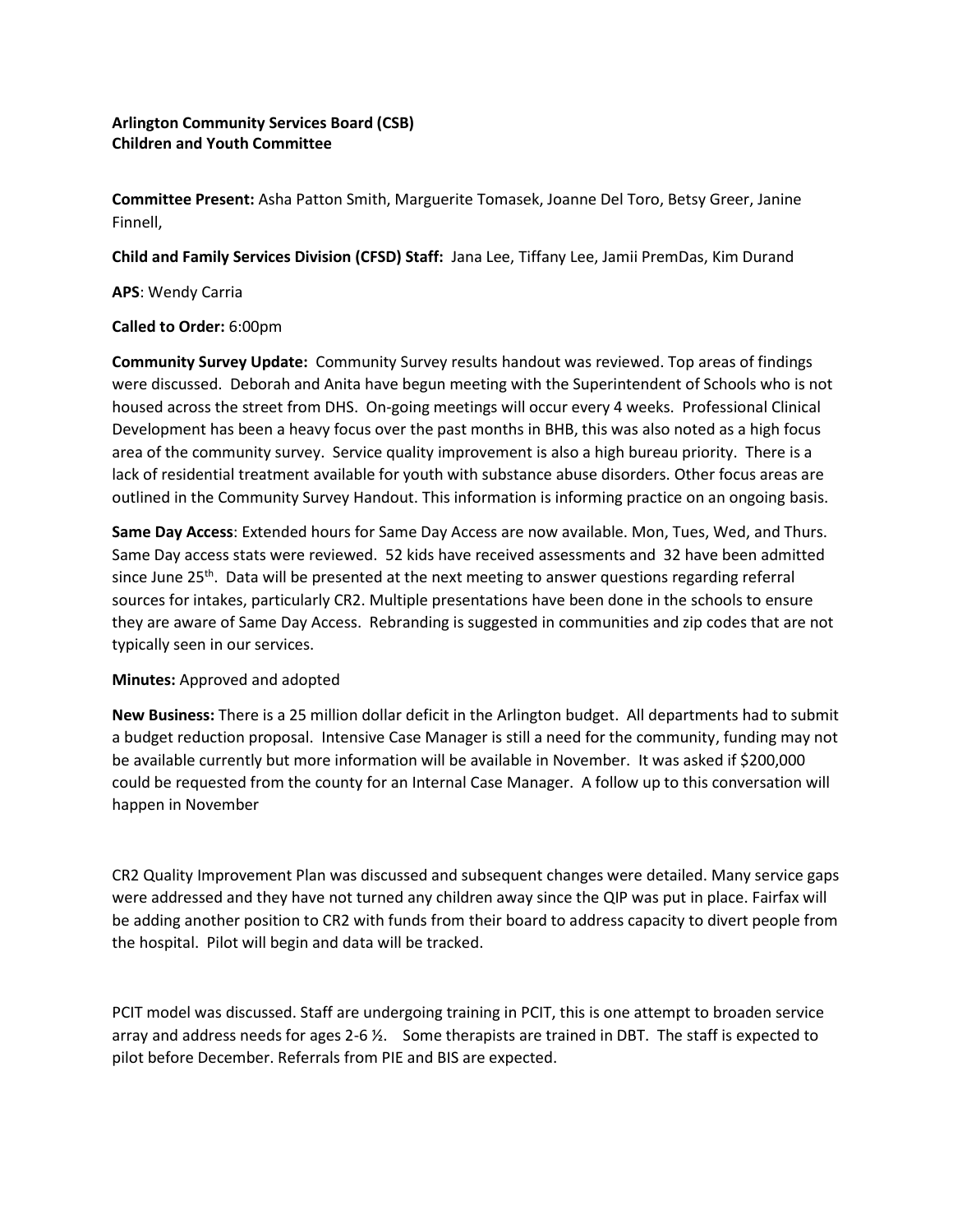**Arlington Community Services Board (CSB)**
**Children and Youth Committee**

**Committee Present:** Asha Patton Smith, Marguerite Tomasek, Joanne Del Toro, Betsy Greer, Janine Finnell,

**Child and Family Services Division (CFSD) Staff:** Jana Lee, Tiffany Lee, Jamii PremDas, Kim Durand

**APS**: Wendy Carria

**Called to Order:** 6:00pm

**Community Survey Update:** Community Survey results handout was reviewed. Top areas of findings were discussed. Deborah and Anita have begun meeting with the Superintendent of Schools who is not housed across the street from DHS. On-going meetings will occur every 4 weeks. Professional Clinical Development has been a heavy focus over the past months in BHB, this was also noted as a high focus area of the community survey. Service quality improvement is also a high bureau priority. There is a lack of residential treatment available for youth with substance abuse disorders. Other focus areas are outlined in the Community Survey Handout. This information is informing practice on an ongoing basis.

**Same Day Access**: Extended hours for Same Day Access are now available. Mon, Tues, Wed, and Thurs. Same Day access stats were reviewed. 52 kids have received assessments and 32 have been admitted since June 25th. Data will be presented at the next meeting to answer questions regarding referral sources for intakes, particularly CR2. Multiple presentations have been done in the schools to ensure they are aware of Same Day Access. Rebranding is suggested in communities and zip codes that are not typically seen in our services.

**Minutes:** Approved and adopted

**New Business:** There is a 25 million dollar deficit in the Arlington budget. All departments had to submit a budget reduction proposal. Intensive Case Manager is still a need for the community, funding may not be available currently but more information will be available in November. It was asked if $200,000 could be requested from the county for an Internal Case Manager. A follow up to this conversation will happen in November

CR2 Quality Improvement Plan was discussed and subsequent changes were detailed. Many service gaps were addressed and they have not turned any children away since the QIP was put in place. Fairfax will be adding another position to CR2 with funds from their board to address capacity to divert people from the hospital. Pilot will begin and data will be tracked.

PCIT model was discussed. Staff are undergoing training in PCIT, this is one attempt to broaden service array and address needs for ages 2-6 ½. Some therapists are trained in DBT. The staff is expected to pilot before December. Referrals from PIE and BIS are expected.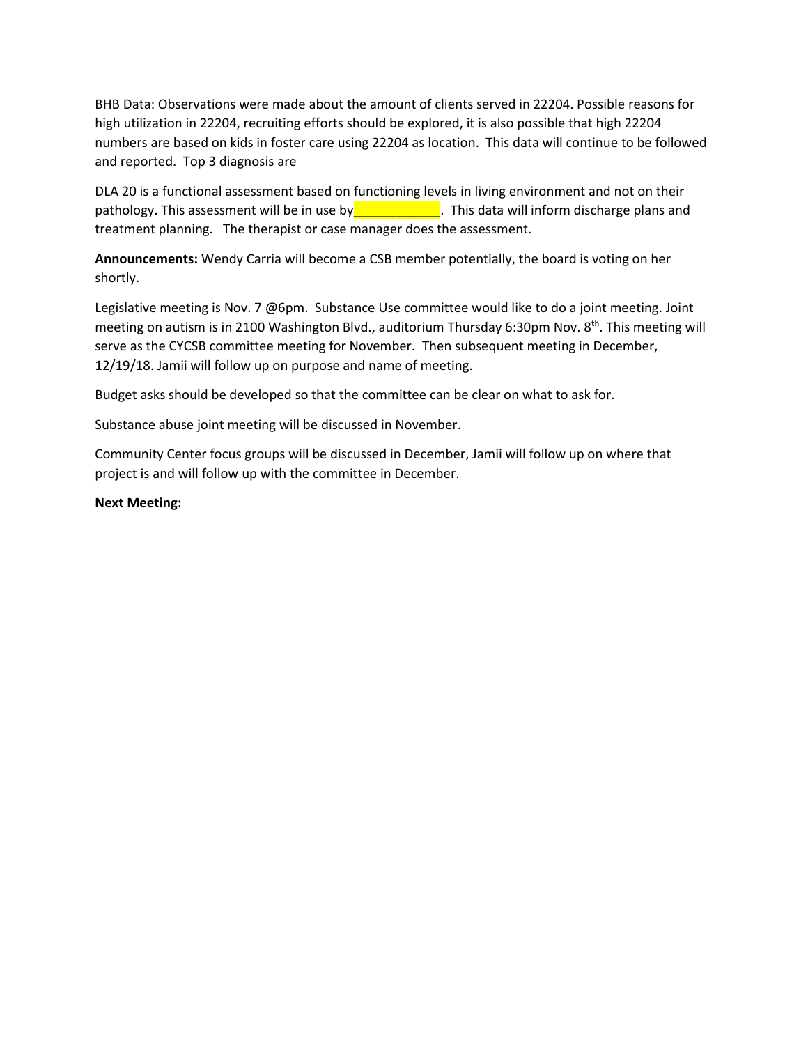BHB Data: Observations were made about the amount of clients served in 22204. Possible reasons for high utilization in 22204, recruiting efforts should be explored, it is also possible that high 22204 numbers are based on kids in foster care using 22204 as location. This data will continue to be followed and reported. Top 3 diagnosis are

DLA 20 is a functional assessment based on functioning levels in living environment and not on their pathology. This assessment will be in use by____________. This data will inform discharge plans and treatment planning. The therapist or case manager does the assessment.

**Announcements:** Wendy Carria will become a CSB member potentially, the board is voting on her shortly.

Legislative meeting is Nov. 7 @6pm. Substance Use committee would like to do a joint meeting. Joint meeting on autism is in 2100 Washington Blvd., auditorium Thursday 6:30pm Nov. 8th. This meeting will serve as the CYCSB committee meeting for November. Then subsequent meeting in December, 12/19/18. Jamii will follow up on purpose and name of meeting.

Budget asks should be developed so that the committee can be clear on what to ask for.

Substance abuse joint meeting will be discussed in November.

Community Center focus groups will be discussed in December, Jamii will follow up on where that project is and will follow up with the committee in December.

**Next Meeting:**